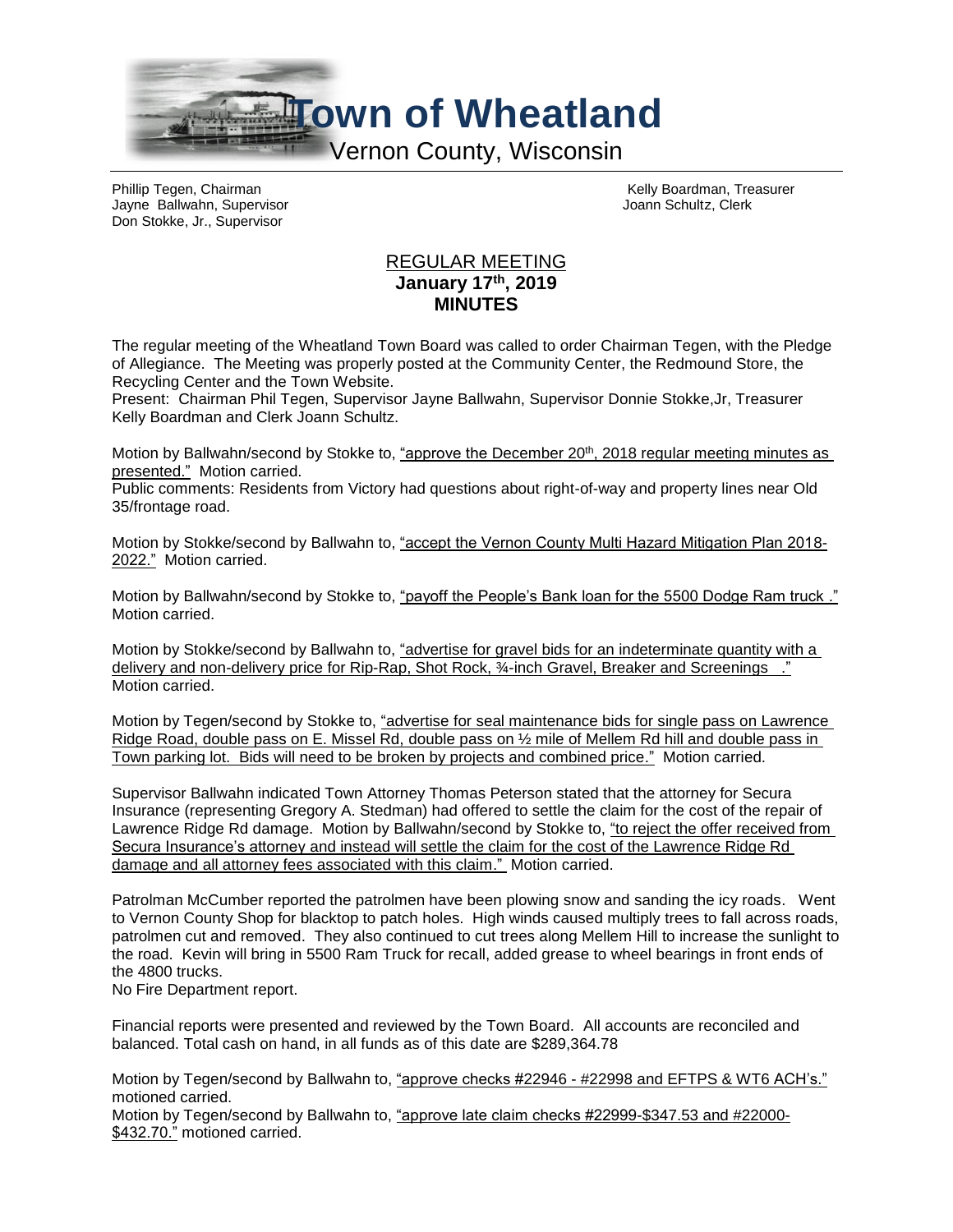# Town of Wheatland

Vernon County, Wisconsin

Phillip Tegen, Chairman
Jayne Ballwahn, Supervisor
Don Stokke, Jr., Supervisor

Kelly Boardman, Treasurer
Joann Schultz, Clerk

## REGULAR MEETING
### January 17th, 2019
### MINUTES

The regular meeting of the Wheatland Town Board was called to order Chairman Tegen, with the Pledge of Allegiance. The Meeting was properly posted at the Community Center, the Redmound Store, the Recycling Center and the Town Website.

Present: Chairman Phil Tegen, Supervisor Jayne Ballwahn, Supervisor Donnie Stokke,Jr, Treasurer Kelly Boardman and Clerk Joann Schultz.

Motion by Ballwahn/second by Stokke to, "approve the December 20th, 2018 regular meeting minutes as presented." Motion carried.

Public comments: Residents from Victory had questions about right-of-way and property lines near Old 35/frontage road.

Motion by Stokke/second by Ballwahn to, "accept the Vernon County Multi Hazard Mitigation Plan 2018-2022." Motion carried.

Motion by Ballwahn/second by Stokke to, "payoff the People's Bank loan for the 5500 Dodge Ram truck ." Motion carried.

Motion by Stokke/second by Ballwahn to, "advertise for gravel bids for an indeterminate quantity with a delivery and non-delivery price for Rip-Rap, Shot Rock, ¾-inch Gravel, Breaker and Screenings ." Motion carried.

Motion by Tegen/second by Stokke to, "advertise for seal maintenance bids for single pass on Lawrence Ridge Road, double pass on E. Missel Rd, double pass on ½ mile of Mellem Rd hill and double pass in Town parking lot. Bids will need to be broken by projects and combined price." Motion carried.

Supervisor Ballwahn indicated Town Attorney Thomas Peterson stated that the attorney for Secura Insurance (representing Gregory A. Stedman) had offered to settle the claim for the cost of the repair of Lawrence Ridge Rd damage. Motion by Ballwahn/second by Stokke to, "to reject the offer received from Secura Insurance's attorney and instead will settle the claim for the cost of the Lawrence Ridge Rd damage and all attorney fees associated with this claim." Motion carried.

Patrolman McCumber reported the patrolmen have been plowing snow and sanding the icy roads. Went to Vernon County Shop for blacktop to patch holes. High winds caused multiply trees to fall across roads, patrolmen cut and removed. They also continued to cut trees along Mellem Hill to increase the sunlight to the road. Kevin will bring in 5500 Ram Truck for recall, added grease to wheel bearings in front ends of the 4800 trucks.

No Fire Department report.

Financial reports were presented and reviewed by the Town Board. All accounts are reconciled and balanced. Total cash on hand, in all funds as of this date are $289,364.78

Motion by Tegen/second by Ballwahn to, "approve checks #22946 - #22998 and EFTPS & WT6 ACH's." motioned carried.

Motion by Tegen/second by Ballwahn to, "approve late claim checks #22999-$347.53 and #22000-$432.70." motioned carried.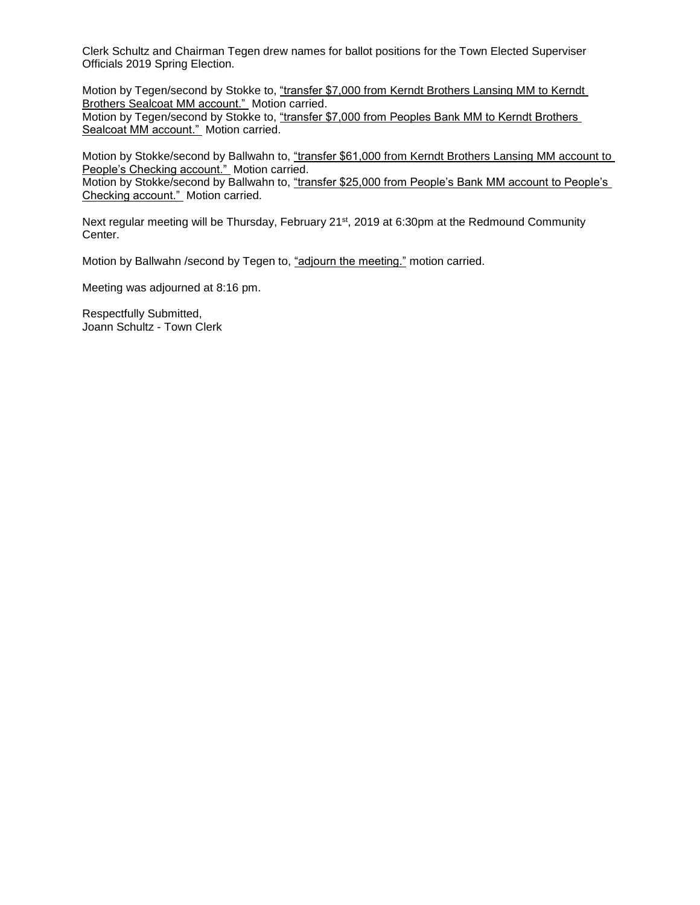Clerk Schultz and Chairman Tegen drew names for ballot positions for the Town Elected Superviser Officials 2019 Spring Election.

Motion by Tegen/second by Stokke to, <u>"transfer $7,000 from Kerndt Brothers Lansing MM to Kerndt Brothers Sealcoat MM account."</u> Motion carried.
Motion by Tegen/second by Stokke to, <u>"transfer $7,000 from Peoples Bank MM to Kerndt Brothers Sealcoat MM account."</u> Motion carried.

Motion by Stokke/second by Ballwahn to, <u>"transfer $61,000 from Kerndt Brothers Lansing MM account to People's Checking account."</u> Motion carried.
Motion by Stokke/second by Ballwahn to, <u>"transfer $25,000 from People's Bank MM account to People's Checking account."</u> Motion carried.

Next regular meeting will be Thursday, February 21st, 2019 at 6:30pm at the Redmound Community Center.

Motion by Ballwahn /second by Tegen to, <u>"adjourn the meeting."</u> motion carried.

Meeting was adjourned at 8:16 pm.

Respectfully Submitted,
Joann Schultz - Town Clerk